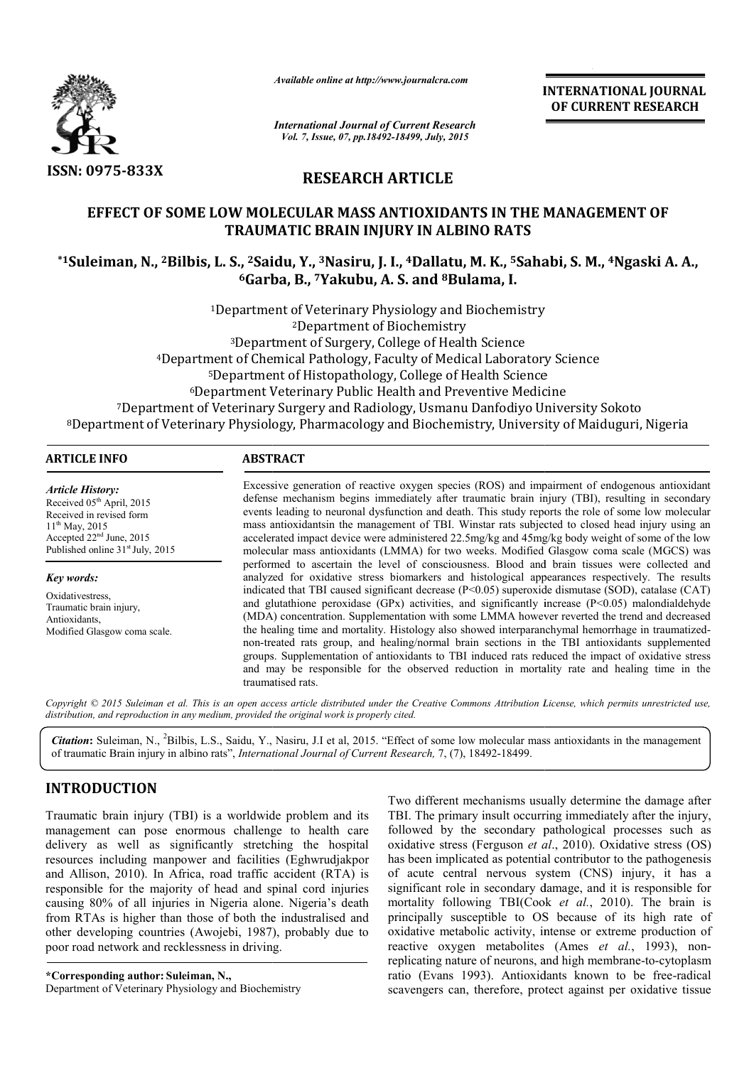ISSN: 0975-833X

*Available online at http://www.journalcra.com*

*International Journal of Current Research*
*Vol. 7, Issue, 07, pp.18492-18499, July, 2015*

**INTERNATIONAL JOURNAL OF CURRENT RESEARCH**

## RESEARCH ARTICLE

# EFFECT OF SOME LOW MOLECULAR MASS ANTIOXIDANTS IN THE MANAGEMENT OF TRAUMATIC BRAIN INJURY IN ALBINO RATS

**\*[1]Suleiman, N., [2]Bilbis, L. S., [2]Saidu, Y., [3]Nasiru, J. I., [4]Dallatu, M. K., [5]Sahabi, S. M., [4]Ngaski A. A., [6]Garba, B., [7]Yakubu, A. S. and [8]Bulama, I.**

[1]Department of Veterinary Physiology and Biochemistry
[2]Department of Biochemistry
[3]Department of Surgery, College of Health Science
[4]Department of Chemical Pathology, Faculty of Medical Laboratory Science
[5]Department of Histopathology, College of Health Science
[6]Department Veterinary Public Health and Preventive Medicine
[7]Department of Veterinary Surgery and Radiology, Usmanu Danfodiyo University Sokoto
[8]Department of Veterinary Physiology, Pharmacology and Biochemistry, University of Maiduguri, Nigeria

### ARTICLE INFO

*Article History:*
Received 05[th] April, 2015
Received in revised form
11[th] May, 2015
Accepted 22[nd] June, 2015
Published online 31[st] July, 2015

*Key words:*
Oxidativestress,
Traumatic brain injury,
Antioxidants,
Modified Glasgow coma scale.

### ABSTRACT

Excessive generation of reactive oxygen species (ROS) and impairment of endogenous antioxidant defense mechanism begins immediately after traumatic brain injury (TBI), resulting in secondary events leading to neuronal dysfunction and death. This study reports the role of some low molecular mass antioxidantsin the management of TBI. Winstar rats subjected to closed head injury using an accelerated impact device were administered 22.5mg/kg and 45mg/kg body weight of some of the low molecular mass antioxidants (LMMA) for two weeks. Modified Glasgow coma scale (MGCS) was performed to ascertain the level of consciousness. Blood and brain tissues were collected and analyzed for oxidative stress biomarkers and histological appearances respectively. The results indicated that TBI caused significant decrease (P<0.05) superoxide dismutase (SOD), catalase (CAT) and glutathione peroxidase (GPx) activities, and significantly increase (P<0.05) malondialdehyde (MDA) concentration. Supplementation with some LMMA however reverted the trend and decreased the healing time and mortality. Histology also showed interparanchymal hemorrhage in traumatized-non-treated rats group, and healing/normal brain sections in the TBI antioxidants supplemented groups. Supplementation of antioxidants to TBI induced rats reduced the impact of oxidative stress and may be responsible for the observed reduction in mortality rate and healing time in the traumatised rats.

*Copyright © 2015 Suleiman et al. This is an open access article distributed under the Creative Commons Attribution License, which permits unrestricted use, distribution, and reproduction in any medium, provided the original work is properly cited.*

***Citation*: Suleiman, N., [2]Bilbis, L.S., Saidu, Y., Nasiru, J.I et al, 2015. "Effect of some low molecular mass antioxidants in the management of traumatic Brain injury in albino rats", *International Journal of Current Research,* 7, (7), 18492-18499.**

## INTRODUCTION

Traumatic brain injury (TBI) is a worldwide problem and its management can pose enormous challenge to health care delivery as well as significantly stretching the hospital resources including manpower and facilities (Eghwrudjakpor and Allison, 2010). In Africa, road traffic accident (RTA) is responsible for the majority of head and spinal cord injuries causing 80% of all injuries in Nigeria alone. Nigeria's death from RTAs is higher than those of both the industralised and other developing countries (Awojebi, 1987), probably due to poor road network and recklessness in driving.

Two different mechanisms usually determine the damage after TBI. The primary insult occurring immediately after the injury, followed by the secondary pathological processes such as oxidative stress (Ferguson *et al*., 2010). Oxidative stress (OS) has been implicated as potential contributor to the pathogenesis of acute central nervous system (CNS) injury, it has a significant role in secondary damage, and it is responsible for mortality following TBI(Cook *et al.*, 2010). The brain is principally susceptible to OS because of its high rate of oxidative metabolic activity, intense or extreme production of reactive oxygen metabolites (Ames *et al.*, 1993), non-replicating nature of neurons, and high membrane-to-cytoplasm ratio (Evans 1993). Antioxidants known to be free-radical scavengers can, therefore, protect against per oxidative tissue

**\*Corresponding author: Suleiman, N.,**
Department of Veterinary Physiology and Biochemistry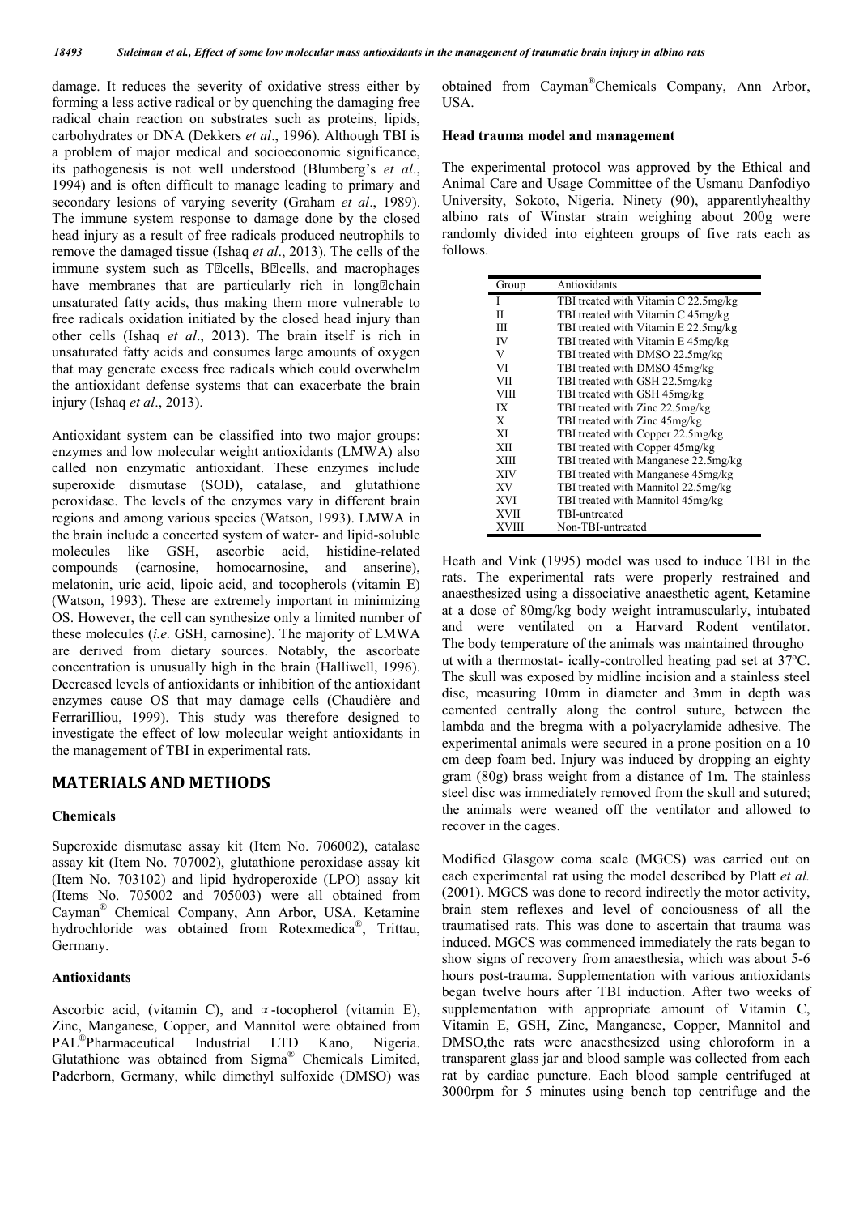damage. It reduces the severity of oxidative stress either by forming a less active radical or by quenching the damaging free radical chain reaction on substrates such as proteins, lipids, carbohydrates or DNA (Dekkers *et al*., 1996). Although TBI is a problem of major medical and socioeconomic significance, its pathogenesis is not well understood (Blumberg's *et al*., 1994) and is often difficult to manage leading to primary and secondary lesions of varying severity (Graham *et al*., 1989). The immune system response to damage done by the closed head injury as a result of free radicals produced neutrophils to remove the damaged tissue (Ishaq *et al*., 2013). The cells of the immune system such as T‐cells, B‐cells, and macrophages have membranes that are particularly rich in long‐chain unsaturated fatty acids, thus making them more vulnerable to free radicals oxidation initiated by the closed head injury than other cells (Ishaq *et al*., 2013). The brain itself is rich in unsaturated fatty acids and consumes large amounts of oxygen that may generate excess free radicals which could overwhelm the antioxidant defense systems that can exacerbate the brain injury (Ishaq *et al*., 2013).

Antioxidant system can be classified into two major groups: enzymes and low molecular weight antioxidants (LMWA) also called non enzymatic antioxidant. These enzymes include superoxide dismutase (SOD), catalase, and glutathione peroxidase. The levels of the enzymes vary in different brain regions and among various species (Watson, 1993). LMWA in the brain include a concerted system of water- and lipid-soluble molecules like GSH, ascorbic acid, histidine-related compounds (carnosine, homocarnosine, and anserine), melatonin, uric acid, lipoic acid, and tocopherols (vitamin E) (Watson, 1993). These are extremely important in minimizing OS. However, the cell can synthesize only a limited number of these molecules (*i.e.* GSH, carnosine). The majority of LMWA are derived from dietary sources. Notably, the ascorbate concentration is unusually high in the brain (Halliwell, 1996). Decreased levels of antioxidants or inhibition of the antioxidant enzymes cause OS that may damage cells (Chaudière and FerrariIliou, 1999). This study was therefore designed to investigate the effect of low molecular weight antioxidants in the management of TBI in experimental rats.

## MATERIALS AND METHODS

### Chemicals

Superoxide dismutase assay kit (Item No. 706002), catalase assay kit (Item No. 707002), glutathione peroxidase assay kit (Item No. 703102) and lipid hydroperoxide (LPO) assay kit (Items No. 705002 and 705003) were all obtained from Cayman® Chemical Company, Ann Arbor, USA. Ketamine hydrochloride was obtained from Rotexmedica®, Trittau, Germany.

### Antioxidants

Ascorbic acid, (vitamin C), and ∝-tocopherol (vitamin E), Zinc, Manganese, Copper, and Mannitol were obtained from PAL®Pharmaceutical Industrial LTD Kano, Nigeria. Glutathione was obtained from Sigma® Chemicals Limited, Paderborn, Germany, while dimethyl sulfoxide (DMSO) was obtained from Cayman®Chemicals Company, Ann Arbor, USA.

### Head trauma model and management

The experimental protocol was approved by the Ethical and Animal Care and Usage Committee of the Usmanu Danfodiyo University, Sokoto, Nigeria. Ninety (90), apparentlyhealthy albino rats of Winstar strain weighing about 200g were randomly divided into eighteen groups of five rats each as follows.

| Group | Antioxidants |
|---|---|
| I | TBI treated with Vitamin C 22.5mg/kg |
| II | TBI treated with Vitamin C 45mg/kg |
| III | TBI treated with Vitamin E 22.5mg/kg |
| IV | TBI treated with Vitamin E 45mg/kg |
| V | TBI treated with DMSO 22.5mg/kg |
| VI | TBI treated with DMSO 45mg/kg |
| VII | TBI treated with GSH 22.5mg/kg |
| VIII | TBI treated with GSH 45mg/kg |
| IX | TBI treated with Zinc 22.5mg/kg |
| X | TBI treated with Zinc 45mg/kg |
| XI | TBI treated with Copper 22.5mg/kg |
| XII | TBI treated with Copper 45mg/kg |
| XIII | TBI treated with Manganese 22.5mg/kg |
| XIV | TBI treated with Manganese 45mg/kg |
| XV | TBI treated with Mannitol 22.5mg/kg |
| XVI | TBI treated with Mannitol 45mg/kg |
| XVII | TBI-untreated |
| XVIII | Non-TBI-untreated |

Heath and Vink (1995) model was used to induce TBI in the rats. The experimental rats were properly restrained and anaesthesized using a dissociative anaesthetic agent, Ketamine at a dose of 80mg/kg body weight intramuscularly, intubated and were ventilated on a Harvard Rodent ventilator. The body temperature of the animals was maintained througho ut with a thermostat- ically-controlled heating pad set at 37ºC. The skull was exposed by midline incision and a stainless steel disc, measuring 10mm in diameter and 3mm in depth was cemented centrally along the control suture, between the lambda and the bregma with a polyacrylamide adhesive. The experimental animals were secured in a prone position on a 10 cm deep foam bed. Injury was induced by dropping an eighty gram (80g) brass weight from a distance of 1m. The stainless steel disc was immediately removed from the skull and sutured; the animals were weaned off the ventilator and allowed to recover in the cages.

Modified Glasgow coma scale (MGCS) was carried out on each experimental rat using the model described by Platt *et al.* (2001). MGCS was done to record indirectly the motor activity, brain stem reflexes and level of conciousness of all the traumatised rats. This was done to ascertain that trauma was induced. MGCS was commenced immediately the rats began to show signs of recovery from anaesthesia, which was about 5-6 hours post-trauma. Supplementation with various antioxidants began twelve hours after TBI induction. After two weeks of supplementation with appropriate amount of Vitamin C, Vitamin E, GSH, Zinc, Manganese, Copper, Mannitol and DMSO,the rats were anaesthesized using chloroform in a transparent glass jar and blood sample was collected from each rat by cardiac puncture. Each blood sample centrifuged at 3000rpm for 5 minutes using bench top centrifuge and the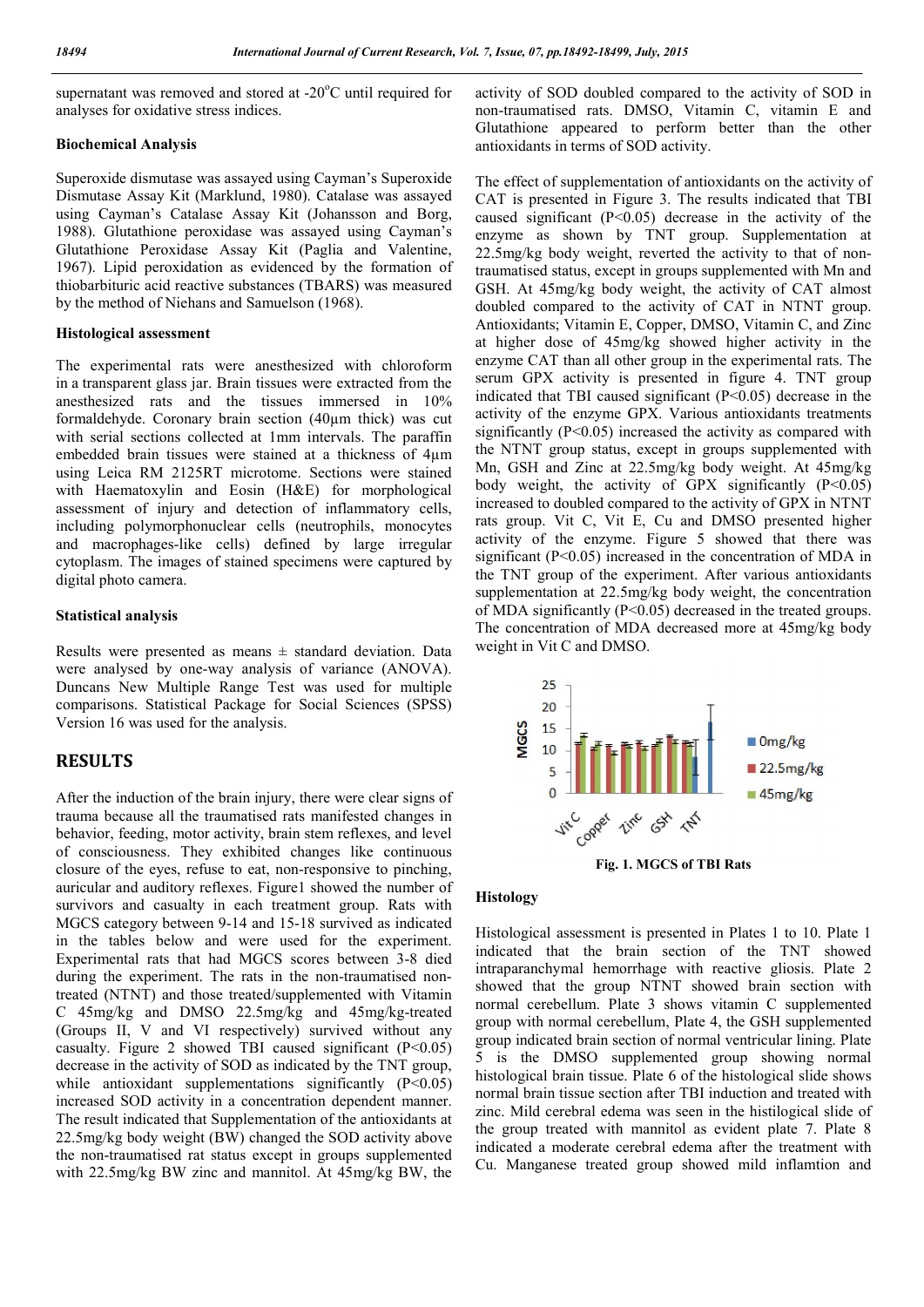supernatant was removed and stored at -20°C until required for analyses for oxidative stress indices.

### Biochemical Analysis

Superoxide dismutase was assayed using Cayman's Superoxide Dismutase Assay Kit (Marklund, 1980). Catalase was assayed using Cayman's Catalase Assay Kit (Johansson and Borg, 1988). Glutathione peroxidase was assayed using Cayman's Glutathione Peroxidase Assay Kit (Paglia and Valentine, 1967). Lipid peroxidation as evidenced by the formation of thiobarbituric acid reactive substances (TBARS) was measured by the method of Niehans and Samuelson (1968).

### Histological assessment

The experimental rats were anesthesized with chloroform in a transparent glass jar. Brain tissues were extracted from the anesthesized rats and the tissues immersed in 10% formaldehyde. Coronary brain section (40µm thick) was cut with serial sections collected at 1mm intervals. The paraffin embedded brain tissues were stained at a thickness of 4µm using Leica RM 2125RT microtome. Sections were stained with Haematoxylin and Eosin (H&E) for morphological assessment of injury and detection of inflammatory cells, including polymorphonuclear cells (neutrophils, monocytes and macrophages-like cells) defined by large irregular cytoplasm. The images of stained specimens were captured by digital photo camera.

### Statistical analysis

Results were presented as means ± standard deviation. Data were analysed by one-way analysis of variance (ANOVA). Duncans New Multiple Range Test was used for multiple comparisons. Statistical Package for Social Sciences (SPSS) Version 16 was used for the analysis.

## RESULTS

After the induction of the brain injury, there were clear signs of trauma because all the traumatised rats manifested changes in behavior, feeding, motor activity, brain stem reflexes, and level of consciousness. They exhibited changes like continuous closure of the eyes, refuse to eat, non-responsive to pinching, auricular and auditory reflexes. Figure1 showed the number of survivors and casualty in each treatment group. Rats with MGCS category between 9-14 and 15-18 survived as indicated in the tables below and were used for the experiment. Experimental rats that had MGCS scores between 3-8 died during the experiment. The rats in the non-traumatised non-treated (NTNT) and those treated/supplemented with Vitamin C 45mg/kg and DMSO 22.5mg/kg and 45mg/kg-treated (Groups II, V and VI respectively) survived without any casualty. Figure 2 showed TBI caused significant ($P<0.05$) decrease in the activity of SOD as indicated by the TNT group, while antioxidant supplementations significantly ($P<0.05$) increased SOD activity in a concentration dependent manner. The result indicated that Supplementation of the antioxidants at 22.5mg/kg body weight (BW) changed the SOD activity above the non-traumatised rat status except in groups supplemented with 22.5mg/kg BW zinc and mannitol. At 45mg/kg BW, the activity of SOD doubled compared to the activity of SOD in non-traumatised rats. DMSO, Vitamin C, vitamin E and Glutathione appeared to perform better than the other antioxidants in terms of SOD activity.

The effect of supplementation of antioxidants on the activity of CAT is presented in Figure 3. The results indicated that TBI caused significant ($P<0.05$) decrease in the activity of the enzyme as shown by TNT group. Supplementation at 22.5mg/kg body weight, reverted the activity to that of non-traumatised status, except in groups supplemented with Mn and GSH. At 45mg/kg body weight, the activity of CAT almost doubled compared to the activity of CAT in NTNT group. Antioxidants; Vitamin E, Copper, DMSO, Vitamin C, and Zinc at higher dose of 45mg/kg showed higher activity in the enzyme CAT than all other group in the experimental rats. The serum GPX activity is presented in figure 4. TNT group indicated that TBI caused significant ($P<0.05$) decrease in the activity of the enzyme GPX. Various antioxidants treatments significantly ($P<0.05$) increased the activity as compared with the NTNT group status, except in groups supplemented with Mn, GSH and Zinc at 22.5mg/kg body weight. At 45mg/kg body weight, the activity of GPX significantly ($P<0.05$) increased to doubled compared to the activity of GPX in NTNT rats group. Vit C, Vit E, Cu and DMSO presented higher activity of the enzyme. Figure 5 showed that there was significant ($P<0.05$) increased in the concentration of MDA in the TNT group of the experiment. After various antioxidants supplementation at 22.5mg/kg body weight, the concentration of MDA significantly ($P<0.05$) decreased in the treated groups. The concentration of MDA decreased more at 45mg/kg body weight in Vit C and DMSO.

**Fig. 1. MGCS of TBI Rats**

### Histology

Histological assessment is presented in Plates 1 to 10. Plate 1 indicated that the brain section of the TNT showed intraparanchymal hemorrhage with reactive gliosis. Plate 2 showed that the group NTNT showed brain section with normal cerebellum. Plate 3 shows vitamin C supplemented group with normal cerebellum, Plate 4, the GSH supplemented group indicated brain section of normal ventricular lining. Plate 5 is the DMSO supplemented group showing normal histological brain tissue. Plate 6 of the histological slide shows normal brain tissue section after TBI induction and treated with zinc. Mild cerebral edema was seen in the histilogical slide of the group treated with mannitol as evident plate 7. Plate 8 indicated a moderate cerebral edema after the treatment with Cu. Manganese treated group showed mild inflamtion and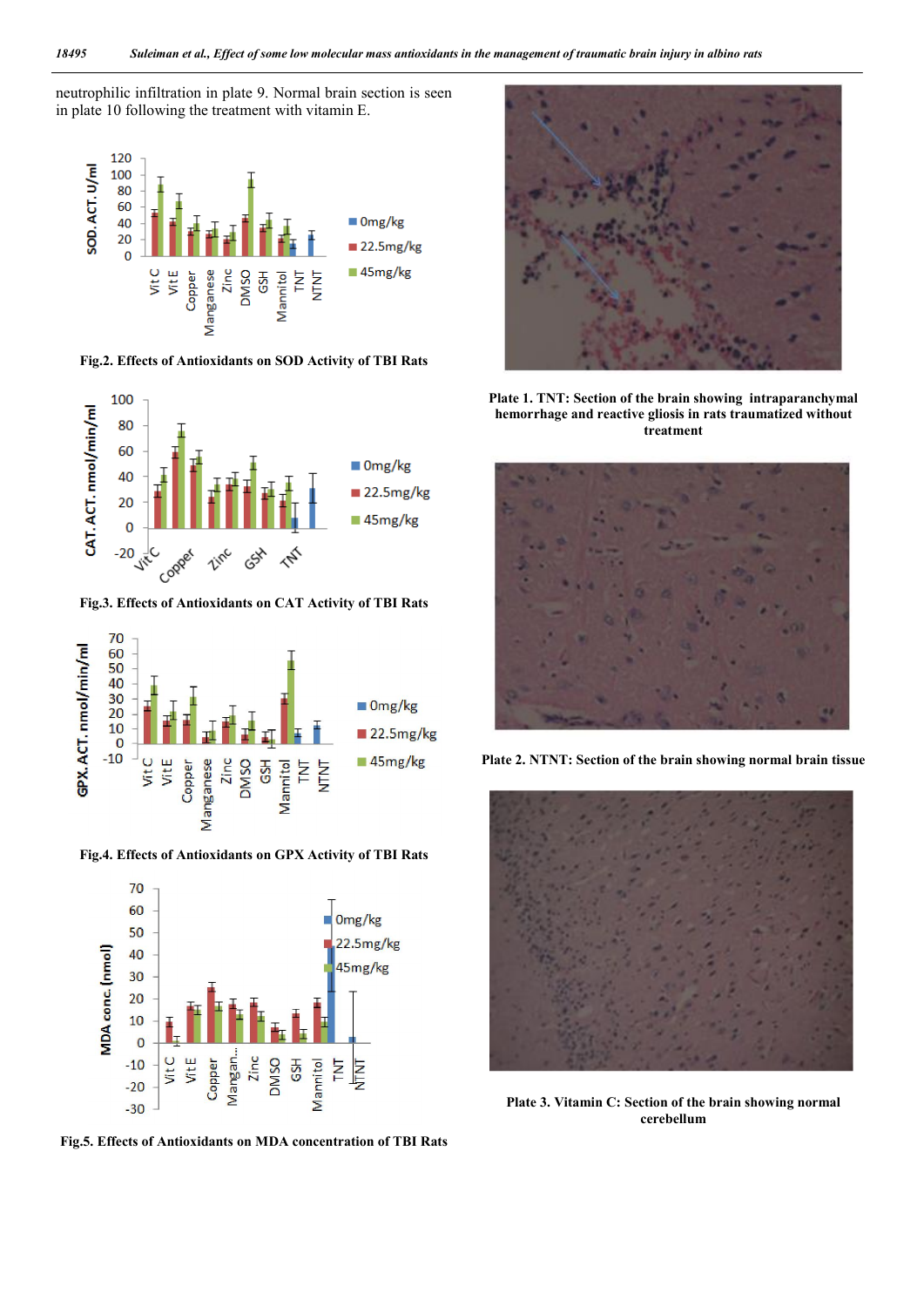neutrophilic infiltration in plate 9. Normal brain section is seen in plate 10 following the treatment with vitamin E.

**Fig.2. Effects of Antioxidants on SOD Activity of TBI Rats**

**Fig.3. Effects of Antioxidants on CAT Activity of TBI Rats**

**Fig.4. Effects of Antioxidants on GPX Activity of TBI Rats**

**Fig.5. Effects of Antioxidants on MDA concentration of TBI Rats**

**Plate 1. TNT: Section of the brain showing intraparanchymal hemorrhage and reactive gliosis in rats traumatized without treatment**

**Plate 2. NTNT: Section of the brain showing normal brain tissue**

**Plate 3. Vitamin C: Section of the brain showing normal cerebellum**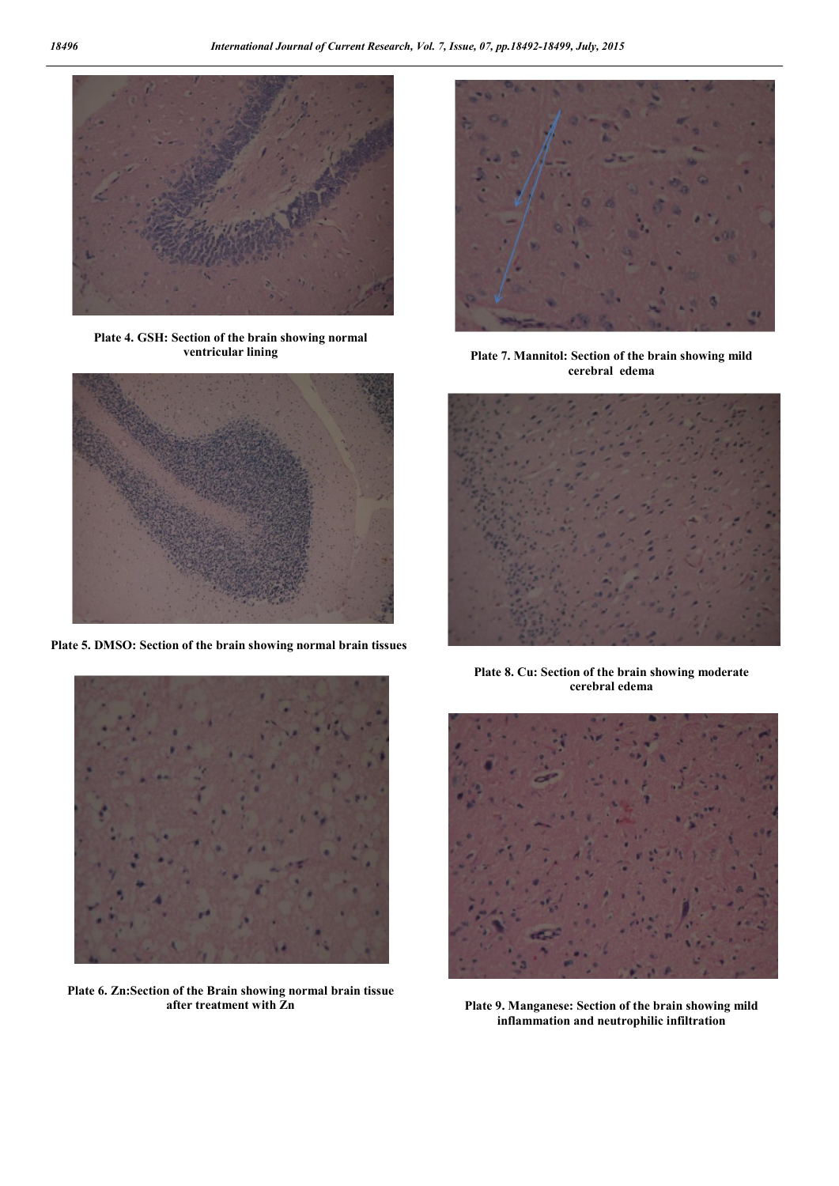Plate 4. GSH: Section of the brain showing normal ventricular lining

Plate 5. DMSO: Section of the brain showing normal brain tissues

Plate 6. Zn:Section of the Brain showing normal brain tissue after treatment with Zn

Plate 7. Mannitol: Section of the brain showing mild cerebral edema

Plate 8. Cu: Section of the brain showing moderate cerebral edema

Plate 9. Manganese: Section of the brain showing mild inflammation and neutrophilic infiltration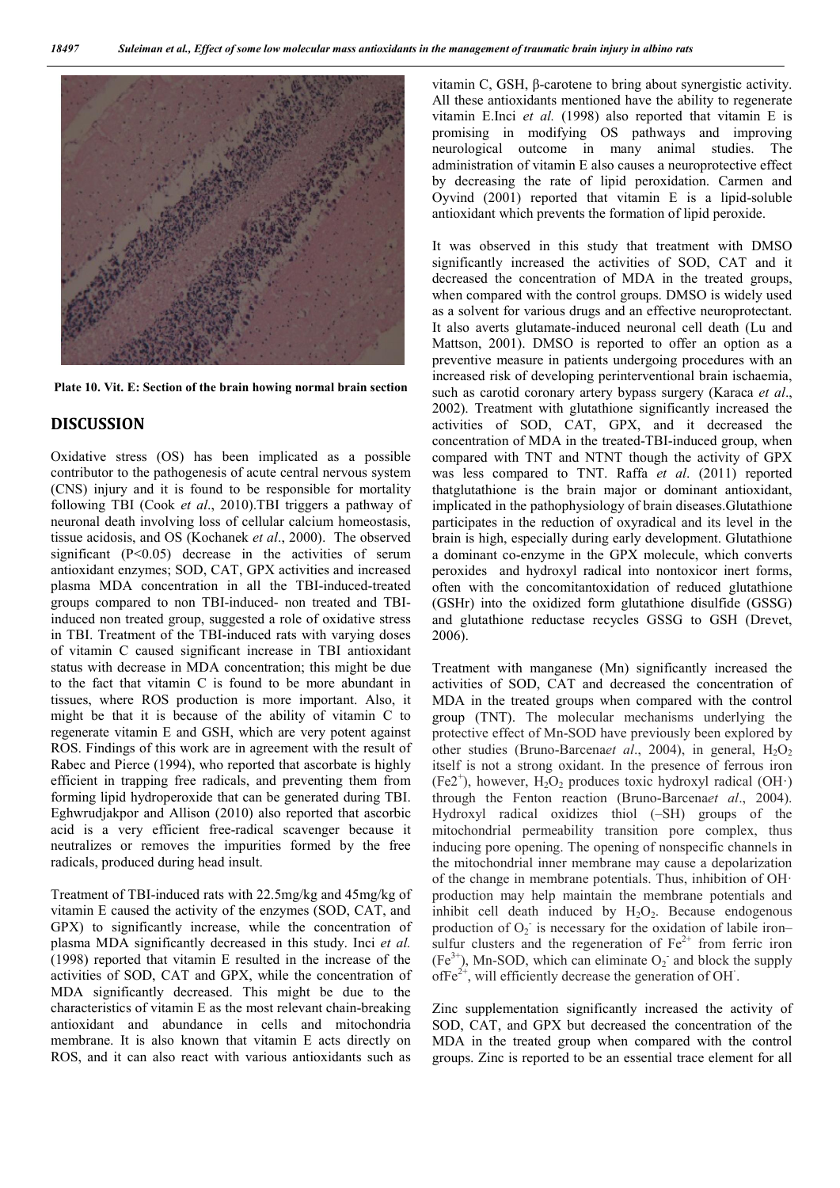Plate 10. Vit. E: Section of the brain howing normal brain section

## DISCUSSION

Oxidative stress (OS) has been implicated as a possible contributor to the pathogenesis of acute central nervous system (CNS) injury and it is found to be responsible for mortality following TBI (Cook *et al*., 2010).TBI triggers a pathway of neuronal death involving loss of cellular calcium homeostasis, tissue acidosis, and OS (Kochanek *et al*., 2000). The observed significant ($P<0.05$) decrease in the activities of serum antioxidant enzymes; SOD, CAT, GPX activities and increased plasma MDA concentration in all the TBI-induced-treated groups compared to non TBI-induced- non treated and TBI-induced non treated group, suggested a role of oxidative stress in TBI. Treatment of the TBI-induced rats with varying doses of vitamin C caused significant increase in TBI antioxidant status with decrease in MDA concentration; this might be due to the fact that vitamin C is found to be more abundant in tissues, where ROS production is more important. Also, it might be that it is because of the ability of vitamin C to regenerate vitamin E and GSH, which are very potent against ROS. Findings of this work are in agreement with the result of Rabec and Pierce (1994), who reported that ascorbate is highly efficient in trapping free radicals, and preventing them from forming lipid hydroperoxide that can be generated during TBI. Eghwrudjakpor and Allison (2010) also reported that ascorbic acid is a very efficient free-radical scavenger because it neutralizes or removes the impurities formed by the free radicals, produced during head insult.

Treatment of TBI-induced rats with 22.5mg/kg and 45mg/kg of vitamin E caused the activity of the enzymes (SOD, CAT, and GPX) to significantly increase, while the concentration of plasma MDA significantly decreased in this study. Inci *et al.* (1998) reported that vitamin E resulted in the increase of the activities of SOD, CAT and GPX, while the concentration of MDA significantly decreased. This might be due to the characteristics of vitamin E as the most relevant chain-breaking antioxidant and abundance in cells and mitochondria membrane. It is also known that vitamin E acts directly on ROS, and it can also react with various antioxidants such as vitamin C, GSH, β-carotene to bring about synergistic activity. All these antioxidants mentioned have the ability to regenerate vitamin E.Inci *et al.* (1998) also reported that vitamin E is promising in modifying OS pathways and improving neurological outcome in many animal studies. The administration of vitamin E also causes a neuroprotective effect by decreasing the rate of lipid peroxidation. Carmen and Oyvind (2001) reported that vitamin E is a lipid-soluble antioxidant which prevents the formation of lipid peroxide.

It was observed in this study that treatment with DMSO significantly increased the activities of SOD, CAT and it decreased the concentration of MDA in the treated groups, when compared with the control groups. DMSO is widely used as a solvent for various drugs and an effective neuroprotectant. It also averts glutamate-induced neuronal cell death (Lu and Mattson, 2001). DMSO is reported to offer an option as a preventive measure in patients undergoing procedures with an increased risk of developing perinterventional brain ischaemia, such as carotid coronary artery bypass surgery (Karaca *et al*., 2002). Treatment with glutathione significantly increased the activities of SOD, CAT, GPX, and it decreased the concentration of MDA in the treated-TBI-induced group, when compared with TNT and NTNT though the activity of GPX was less compared to TNT. Raffa *et al*. (2011) reported thatglutathione is the brain major or dominant antioxidant, implicated in the pathophysiology of brain diseases.Glutathione participates in the reduction of oxyradical and its level in the brain is high, especially during early development. Glutathione a dominant co-enzyme in the GPX molecule, which converts peroxides and hydroxyl radical into nontoxicor inert forms, often with the concomitantoxidation of reduced glutathione (GSHr) into the oxidized form glutathione disulfide (GSSG) and glutathione reductase recycles GSSG to GSH (Drevet, 2006).

Treatment with manganese (Mn) significantly increased the activities of SOD, CAT and decreased the concentration of MDA in the treated groups when compared with the control group (TNT). The molecular mechanisms underlying the protective effect of Mn-SOD have previously been explored by other studies (Bruno-Barcena*et al*., 2004), in general, $H_2O_2$ itself is not a strong oxidant. In the presence of ferrous iron ($Fe2^+$), however, $H_2O_2$ produces toxic hydroxyl radical (OH·) through the Fenton reaction (Bruno-Barcena*et al*., 2004). Hydroxyl radical oxidizes thiol (–SH) groups of the mitochondrial permeability transition pore complex, thus inducing pore opening. The opening of nonspecific channels in the mitochondrial inner membrane may cause a depolarization of the change in membrane potentials. Thus, inhibition of OH· production may help maintain the membrane potentials and inhibit cell death induced by $H_2O_2$. Because endogenous production of $O_2^-$ is necessary for the oxidation of labile iron–sulfur clusters and the regeneration of $Fe^{2+}$ from ferric iron ($Fe^{3+}$), Mn-SOD, which can eliminate $O_2^-$ and block the supply of$Fe^{2+}$, will efficiently decrease the generation of $OH^{\cdot}$.

Zinc supplementation significantly increased the activity of SOD, CAT, and GPX but decreased the concentration of the MDA in the treated group when compared with the control groups. Zinc is reported to be an essential trace element for all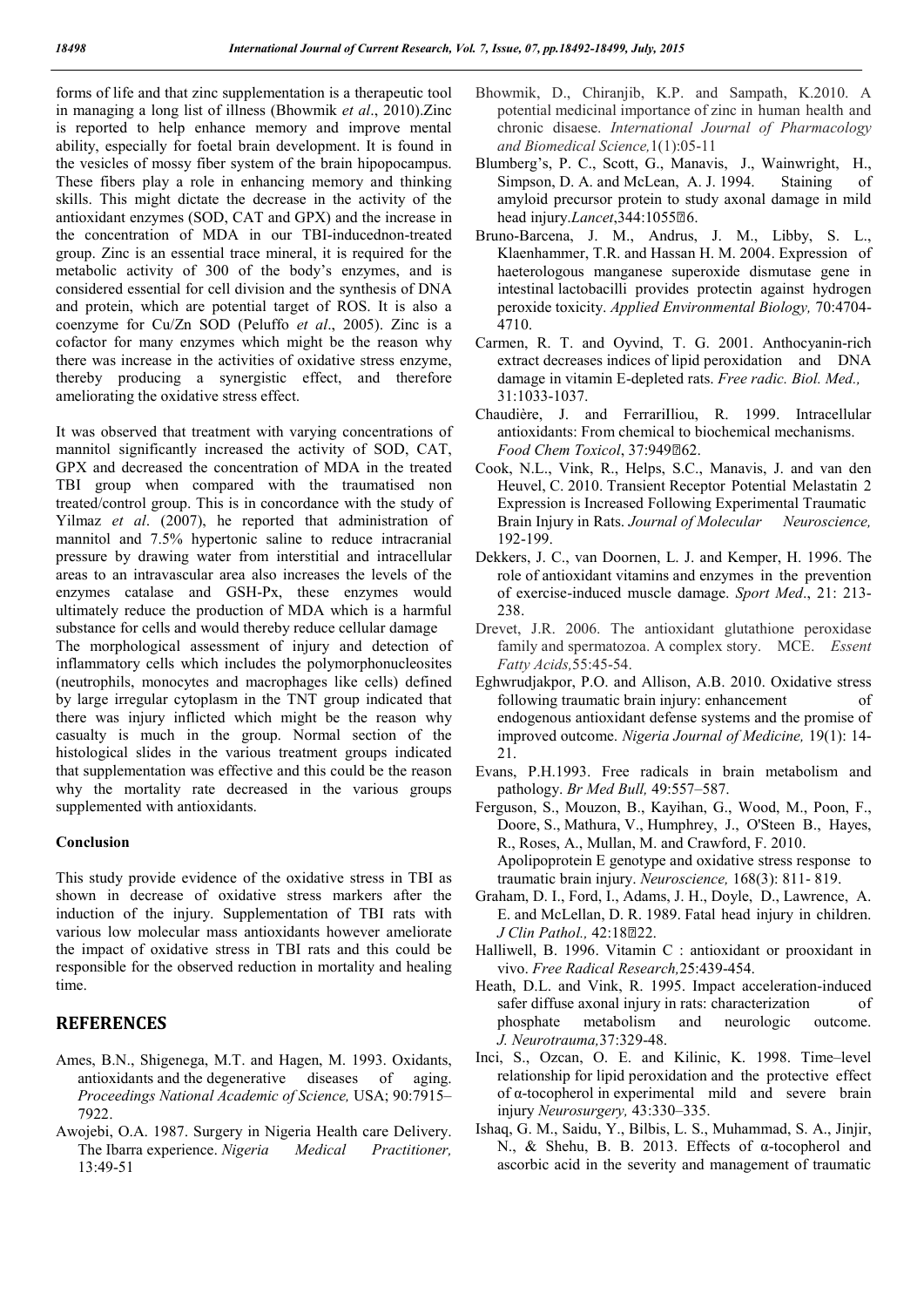forms of life and that zinc supplementation is a therapeutic tool in managing a long list of illness (Bhowmik *et al*., 2010).Zinc is reported to help enhance memory and improve mental ability, especially for foetal brain development. It is found in the vesicles of mossy fiber system of the brain hipopocampus. These fibers play a role in enhancing memory and thinking skills. This might dictate the decrease in the activity of the antioxidant enzymes (SOD, CAT and GPX) and the increase in the concentration of MDA in our TBI-inducednon-treated group. Zinc is an essential trace mineral, it is required for the metabolic activity of 300 of the body's enzymes, and is considered essential for cell division and the synthesis of DNA and protein, which are potential target of ROS. It is also a coenzyme for Cu/Zn SOD (Peluffo *et al*., 2005). Zinc is a cofactor for many enzymes which might be the reason why there was increase in the activities of oxidative stress enzyme, thereby producing a synergistic effect, and therefore ameliorating the oxidative stress effect.

It was observed that treatment with varying concentrations of mannitol significantly increased the activity of SOD, CAT, GPX and decreased the concentration of MDA in the treated TBI group when compared with the traumatised non treated/control group. This is in concordance with the study of Yilmaz *et al*. (2007), he reported that administration of mannitol and 7.5% hypertonic saline to reduce intracranial pressure by drawing water from interstitial and intracellular areas to an intravascular area also increases the levels of the enzymes catalase and GSH-Px, these enzymes would ultimately reduce the production of MDA which is a harmful substance for cells and would thereby reduce cellular damage

The morphological assessment of injury and detection of inflammatory cells which includes the polymorphonucleosites (neutrophils, monocytes and macrophages like cells) defined by large irregular cytoplasm in the TNT group indicated that there was injury inflicted which might be the reason why casualty is much in the group. Normal section of the histological slides in the various treatment groups indicated that supplementation was effective and this could be the reason why the mortality rate decreased in the various groups supplemented with antioxidants.

## Conclusion

This study provide evidence of the oxidative stress in TBI as shown in decrease of oxidative stress markers after the induction of the injury. Supplementation of TBI rats with various low molecular mass antioxidants however ameliorate the impact of oxidative stress in TBI rats and this could be responsible for the observed reduction in mortality and healing time.

## REFERENCES

Ames, B.N., Shigenega, M.T. and Hagen, M. 1993. Oxidants, antioxidants and the degenerative diseases of aging. *Proceedings National Academic of Science,* USA; 90:7915–7922.

Awojebi, O.A. 1987. Surgery in Nigeria Health care Delivery. The Ibarra experience. *Nigeria Medical Practitioner,* 13:49-51

Bhowmik, D., Chiranjib, K.P. and Sampath, K.2010. A potential medicinal importance of zinc in human health and chronic disaese. *International Journal of Pharmacology and Biomedical Science,*1(1):05-11

Blumberg's, P. C., Scott, G., Manavis, J., Wainwright, H., Simpson, D. A. and McLean, A. J. 1994. Staining of amyloid precursor protein to study axonal damage in mild head injury.*Lancet*,344:1055–6.

Bruno-Barcena, J. M., Andrus, J. M., Libby, S. L., Klaenhammer, T.R. and Hassan H. M. 2004. Expression of haeterologous manganese superoxide dismutase gene in intestinal lactobacilli provides protectin against hydrogen peroxide toxicity. *Applied Environmental Biology,* 70:4704-4710.

Carmen, R. T. and Oyvind, T. G. 2001. Anthocyanin-rich extract decreases indices of lipid peroxidation and DNA damage in vitamin E-depleted rats. *Free radic. Biol. Med.,* 31:1033-1037.

Chaudière, J. and FerrariIliou, R. 1999. Intracellular antioxidants: From chemical to biochemical mechanisms. *Food Chem Toxicol*, 37:949–62.

Cook, N.L., Vink, R., Helps, S.C., Manavis, J. and van den Heuvel, C. 2010. Transient Receptor Potential Melastatin 2 Expression is Increased Following Experimental Traumatic Brain Injury in Rats. *Journal of Molecular Neuroscience,* 192-199.

Dekkers, J. C., van Doornen, L. J. and Kemper, H. 1996. The role of antioxidant vitamins and enzymes in the prevention of exercise-induced muscle damage. *Sport Med*., 21: 213-238.

Drevet, J.R. 2006. The antioxidant glutathione peroxidase family and spermatozoa. A complex story. MCE. *Essent Fatty Acids,*55:45-54.

Eghwrudjakpor, P.O. and Allison, A.B. 2010. Oxidative stress following traumatic brain injury: enhancement of endogenous antioxidant defense systems and the promise of improved outcome. *Nigeria Journal of Medicine,* 19(1): 14-21.

Evans, P.H.1993. Free radicals in brain metabolism and pathology. *Br Med Bull,* 49:557–587.

Ferguson, S., Mouzon, B., Kayihan, G., Wood, M., Poon, F., Doore, S., Mathura, V., Humphrey, J., O'Steen B., Hayes, R., Roses, A., Mullan, M. and Crawford, F. 2010. Apolipoprotein E genotype and oxidative stress response to traumatic brain injury. *Neuroscience,* 168(3): 811- 819.

Graham, D. I., Ford, I., Adams, J. H., Doyle, D., Lawrence, A. E. and McLellan, D. R. 1989. Fatal head injury in children. *J Clin Pathol.,* 42:18–22.

Halliwell, B. 1996. Vitamin C : antioxidant or prooxidant in vivo. *Free Radical Research,*25:439-454.

Heath, D.L. and Vink, R. 1995. Impact acceleration-induced safer diffuse axonal injury in rats: characterization of phosphate metabolism and neurologic outcome. *J. Neurotrauma,*37:329-48.

Inci, S., Ozcan, O. E. and Kilinic, K. 1998. Time–level relationship for lipid peroxidation and the protective effect of α-tocopherol in experimental mild and severe brain injury *Neurosurgery,* 43:330–335.

Ishaq, G. M., Saidu, Y., Bilbis, L. S., Muhammad, S. A., Jinjir, N., & Shehu, B. B. 2013. Effects of α-tocopherol and ascorbic acid in the severity and management of traumatic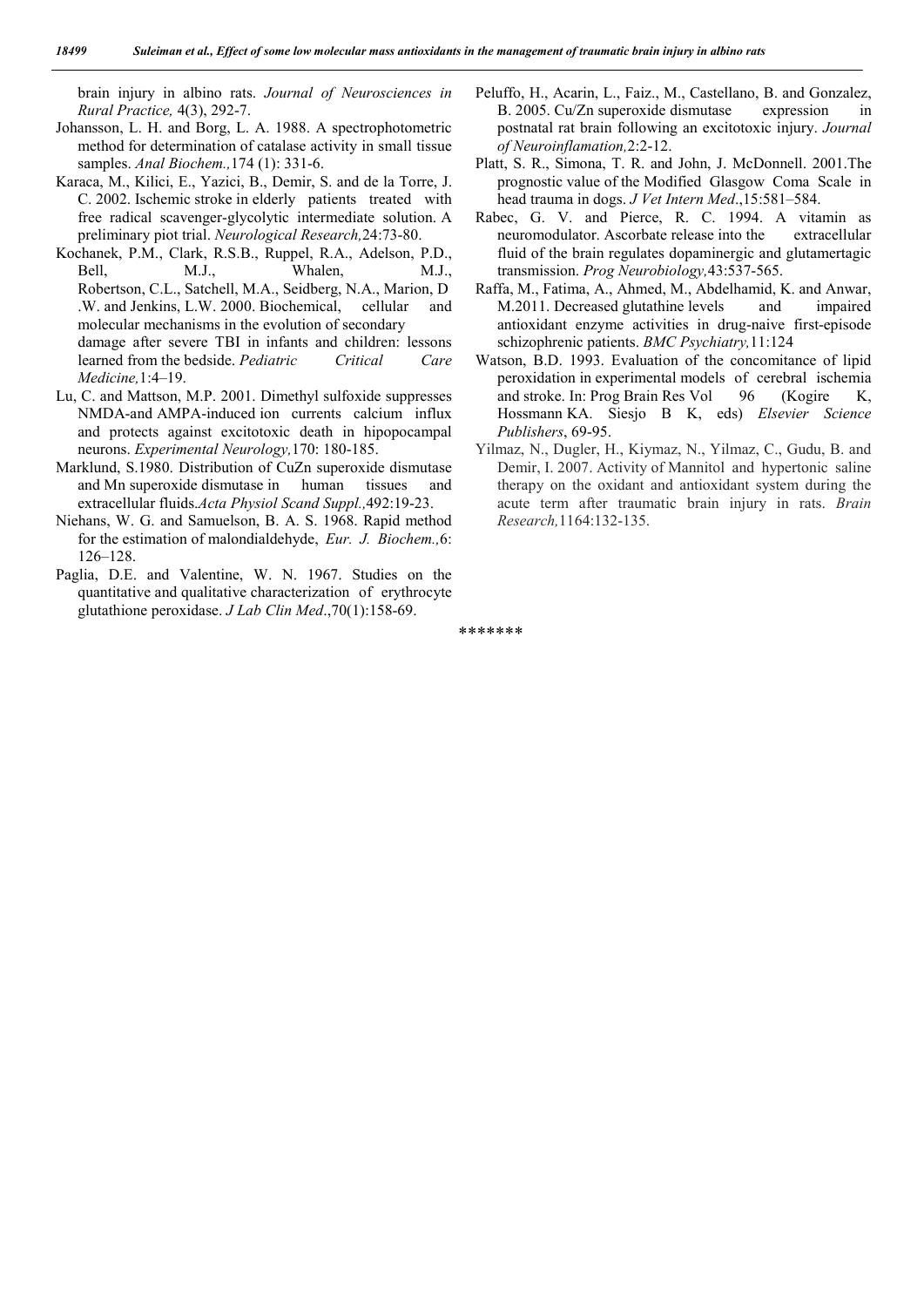brain injury in albino rats. *Journal of Neurosciences in Rural Practice,* 4(3), 292-7.

Johansson, L. H. and Borg, L. A. 1988. A spectrophotometric method for determination of catalase activity in small tissue samples. *Anal Biochem.,*174 (1): 331-6.

Karaca, M., Kilici, E., Yazici, B., Demir, S. and de la Torre, J. C. 2002. Ischemic stroke in elderly patients treated with free radical scavenger-glycolytic intermediate solution. A preliminary piot trial. *Neurological Research,*24:73-80.

Kochanek, P.M., Clark, R.S.B., Ruppel, R.A., Adelson, P.D., Bell, M.J., Whalen, M.J., Robertson, C.L., Satchell, M.A., Seidberg, N.A., Marion, D .W. and Jenkins, L.W. 2000. Biochemical, cellular and molecular mechanisms in the evolution of secondary damage after severe TBI in infants and children: lessons learned from the bedside. *Pediatric Critical Care Medicine,*1:4–19.

Lu, C. and Mattson, M.P. 2001. Dimethyl sulfoxide suppresses NMDA-and AMPA-induced ion currents calcium influx and protects against excitotoxic death in hipopocampal neurons. *Experimental Neurology,*170: 180-185.

Marklund, S.1980. Distribution of CuZn superoxide dismutase and Mn superoxide dismutase in human tissues and extracellular fluids.*Acta Physiol Scand Suppl.,*492:19-23.

Niehans, W. G. and Samuelson, B. A. S. 1968. Rapid method for the estimation of malondialdehyde, *Eur. J. Biochem.,*6: 126–128.

Paglia, D.E. and Valentine, W. N. 1967. Studies on the quantitative and qualitative characterization of erythrocyte glutathione peroxidase. *J Lab Clin Med*.,70(1):158-69.

Peluffo, H., Acarin, L., Faiz., M., Castellano, B. and Gonzalez, B. 2005. Cu/Zn superoxide dismutase expression in postnatal rat brain following an excitotoxic injury. *Journal of Neuroinflamation,*2:2-12.

Platt, S. R., Simona, T. R. and John, J. McDonnell. 2001.The prognostic value of the Modified Glasgow Coma Scale in head trauma in dogs. *J Vet Intern Med*.,15:581–584.

Rabec, G. V. and Pierce, R. C. 1994. A vitamin as neuromodulator. Ascorbate release into the extracellular fluid of the brain regulates dopaminergic and glutamertagic transmission. *Prog Neurobiology,*43:537-565.

Raffa, M., Fatima, A., Ahmed, M., Abdelhamid, K. and Anwar, M.2011. Decreased glutathine levels and impaired antioxidant enzyme activities in drug-naive first-episode schizophrenic patients. *BMC Psychiatry,*11:124

Watson, B.D. 1993. Evaluation of the concomitance of lipid peroxidation in experimental models of cerebral ischemia and stroke. In: Prog Brain Res Vol 96 (Kogire K, Hossmann KA. Siesjo B K, eds) *Elsevier Science Publishers*, 69-95.

Yilmaz, N., Dugler, H., Kiymaz, N., Yilmaz, C., Gudu, B. and Demir, I. 2007. Activity of Mannitol and hypertonic saline therapy on the oxidant and antioxidant system during the acute term after traumatic brain injury in rats. *Brain Research,*1164:132-135.

\*\*\*\*\*\*\*